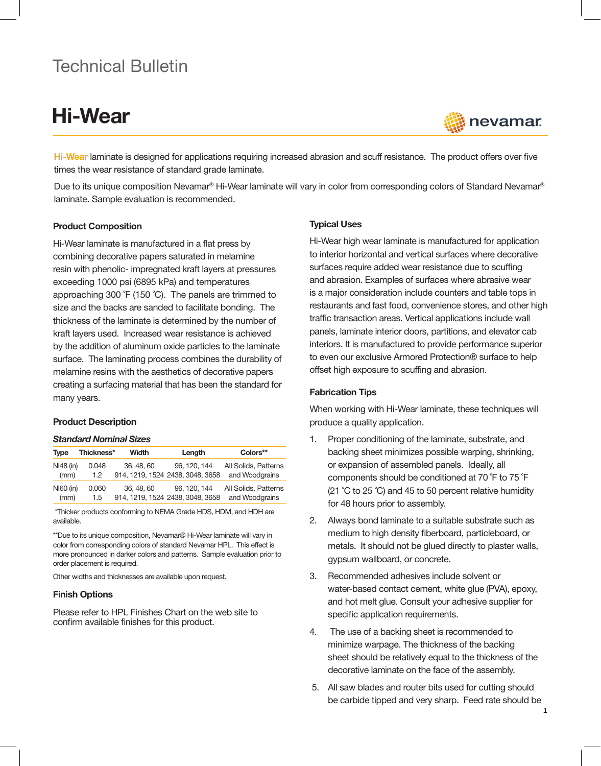# Technical Bulletin

# Hi-Wear

nevamar

**Hi-Wear** laminate is designed for applications requiring increased abrasion and scuff resistance. The product offers over five times the wear resistance of standard grade laminate.

Due to its unique composition Nevamar® Hi-Wear laminate will vary in color from corresponding colors of Standard Nevamar® laminate. Sample evaluation is recommended.

## Product Composition

Hi-Wear laminate is manufactured in a flat press by combining decorative papers saturated in melamine resin with phenolic- impregnated kraft layers at pressures exceeding 1000 psi (6895 kPa) and temperatures approaching 300 ˚F (150 ˚C). The panels are trimmed to size and the backs are sanded to facilitate bonding. The thickness of the laminate is determined by the number of kraft layers used. Increased wear resistance is achieved by the addition of aluminum oxide particles to the laminate surface. The laminating process combines the durability of melamine resins with the aesthetics of decorative papers creating a surfacing material that has been the standard for many years.

## Product Description

### *Standard Nominal Sizes*

| Type | Thickness* | Width | Length | Colors** |
|---|---|---|---|---|
| NI48 (in)<br>(mm) | 0.048<br>1.2 | 36, 48, 60<br>914, 1219, 1524 | 96, 120, 144<br>2438, 3048, 3658 | All Solids, Patterns and Woodgrains |
| NI60 (in)<br>(mm) | 0.060<br>1.5 | 36, 48, 60<br>914, 1219, 1524 | 96, 120, 144<br>2438, 3048, 3658 | All Solids, Patterns and Woodgrains |

*Thicker products conforming to NEMA Grade HDS, HDM, and HDH are available.

**Due to its unique composition, Nevamar® Hi-Wear laminate will vary in color from corresponding colors of standard Nevamar HPL. This effect is more pronounced in darker colors and patterns. Sample evaluation prior to order placement is required.

Other widths and thicknesses are available upon request.

## Finish Options

Please refer to HPL Finishes Chart on the web site to confirm available finishes for this product.

## Typical Uses

Hi-Wear high wear laminate is manufactured for application to interior horizontal and vertical surfaces where decorative surfaces require added wear resistance due to scuffing and abrasion. Examples of surfaces where abrasive wear is a major consideration include counters and table tops in restaurants and fast food, convenience stores, and other high traffic transaction areas. Vertical applications include wall panels, laminate interior doors, partitions, and elevator cab interiors. It is manufactured to provide performance superior to even our exclusive Armored Protection® surface to help offset high exposure to scuffing and abrasion.

## Fabrication Tips

When working with Hi-Wear laminate, these techniques will produce a quality application.

1. Proper conditioning of the laminate, substrate, and backing sheet minimizes possible warping, shrinking, or expansion of assembled panels. Ideally, all components should be conditioned at 70 ˚F to 75 ˚F (21 ˚C to 25 ˚C) and 45 to 50 percent relative humidity for 48 hours prior to assembly.
2. Always bond laminate to a suitable substrate such as medium to high density fiberboard, particleboard, or metals. It should not be glued directly to plaster walls, gypsum wallboard, or concrete.
3. Recommended adhesives include solvent or water-based contact cement, white glue (PVA), epoxy, and hot melt glue. Consult your adhesive supplier for specific application requirements.
4. The use of a backing sheet is recommended to minimize warpage. The thickness of the backing sheet should be relatively equal to the thickness of the decorative laminate on the face of the assembly.
5. All saw blades and router bits used for cutting should be carbide tipped and very sharp. Feed rate should be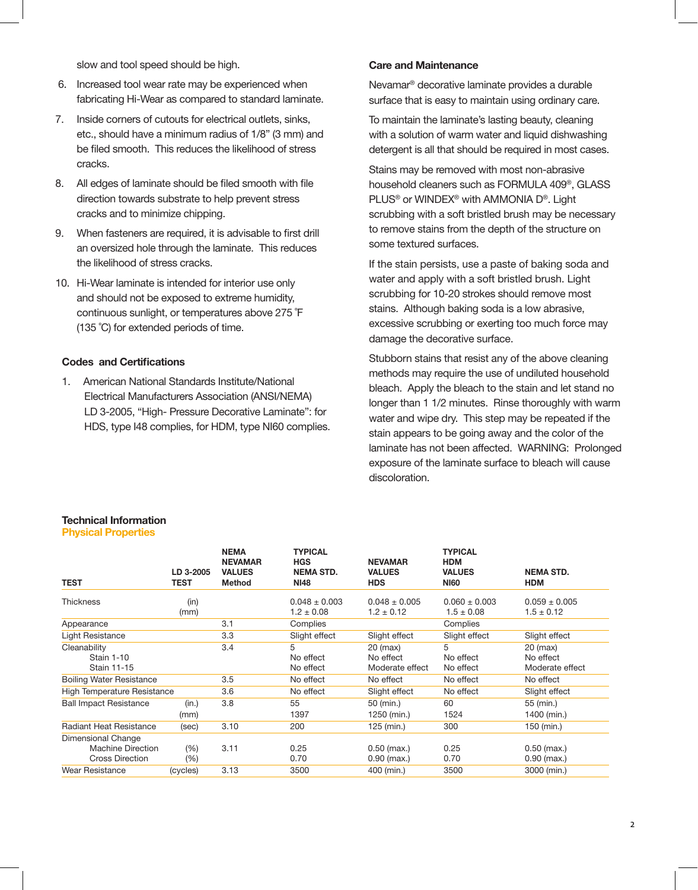slow and tool speed should be high.

6. Increased tool wear rate may be experienced when fabricating Hi-Wear as compared to standard laminate.
7. Inside corners of cutouts for electrical outlets, sinks, etc., should have a minimum radius of 1/8" (3 mm) and be filed smooth. This reduces the likelihood of stress cracks.
8. All edges of laminate should be filed smooth with file direction towards substrate to help prevent stress cracks and to minimize chipping.
9. When fasteners are required, it is advisable to first drill an oversized hole through the laminate. This reduces the likelihood of stress cracks.
10. Hi-Wear laminate is intended for interior use only and should not be exposed to extreme humidity, continuous sunlight, or temperatures above 275 ˚F (135 ˚C) for extended periods of time.

### Codes and Certifications

1. American National Standards Institute/National Electrical Manufacturers Association (ANSI/NEMA) LD 3-2005, "High- Pressure Decorative Laminate": for HDS, type I48 complies, for HDM, type NI60 complies.

### Care and Maintenance

Nevamar® decorative laminate provides a durable surface that is easy to maintain using ordinary care.

To maintain the laminate's lasting beauty, cleaning with a solution of warm water and liquid dishwashing detergent is all that should be required in most cases.

Stains may be removed with most non-abrasive household cleaners such as FORMULA 409®, GLASS PLUS® or WINDEX® with AMMONIA D®. Light scrubbing with a soft bristled brush may be necessary to remove stains from the depth of the structure on some textured surfaces.

If the stain persists, use a paste of baking soda and water and apply with a soft bristled brush. Light scrubbing for 10-20 strokes should remove most stains. Although baking soda is a low abrasive, excessive scrubbing or exerting too much force may damage the decorative surface.

Stubborn stains that resist any of the above cleaning methods may require the use of undiluted household bleach. Apply the bleach to the stain and let stand no longer than 1 1/2 minutes. Rinse thoroughly with warm water and wipe dry. This step may be repeated if the stain appears to be going away and the color of the laminate has not been affected. WARNING: Prolonged exposure of the laminate surface to bleach will cause discoloration.

## Technical Information

### Physical Properties

| TEST | LD 3-2005 TEST | NEMA NEVAMAR VALUES Method | TYPICAL HGS NEMA STD. NI48 | NEVAMAR VALUES HDS | TYPICAL HDM VALUES NI60 | NEMA STD. HDM |
|---|---|---|---|---|---|---|
| Thickness | (in) | | 0.048 ± 0.003 | 0.048 ± 0.005 | 0.060 ± 0.003 | 0.059 ± 0.005 |
| | (mm) | | 1.2 ± 0.08 | 1.2 ± 0.12 | 1.5 ± 0.08 | 1.5 ± 0.12 |
| Appearance | | 3.1 | Complies | | Complies | |
| Light Resistance | | 3.3 | Slight effect | Slight effect | Slight effect | Slight effect |
| Cleanability | | 3.4 | 5 | 20 (max) | 5 | 20 (max) |
| Stain 1-10 | | | No effect | No effect | No effect | No effect |
| Stain 11-15 | | | No effect | Moderate effect | No effect | Moderate effect |
| Boiling Water Resistance | | 3.5 | No effect | No effect | No effect | No effect |
| High Temperature Resistance | | 3.6 | No effect | Slight effect | No effect | Slight effect |
| Ball Impact Resistance | (in.) | 3.8 | 55 | 50 (min.) | 60 | 55 (min.) |
| | (mm) | | 1397 | 1250 (min.) | 1524 | 1400 (min.) |
| Radiant Heat Resistance | (sec) | 3.10 | 200 | 125 (min.) | 300 | 150 (min.) |
| Dimensional Change | | | | | | |
| Machine Direction | (%) | 3.11 | 0.25 | 0.50 (max.) | 0.25 | 0.50 (max.) |
| Cross Direction | (%) | | 0.70 | 0.90 (max.) | 0.70 | 0.90 (max.) |
| Wear Resistance | (cycles) | 3.13 | 3500 | 400 (min.) | 3500 | 3000 (min.) |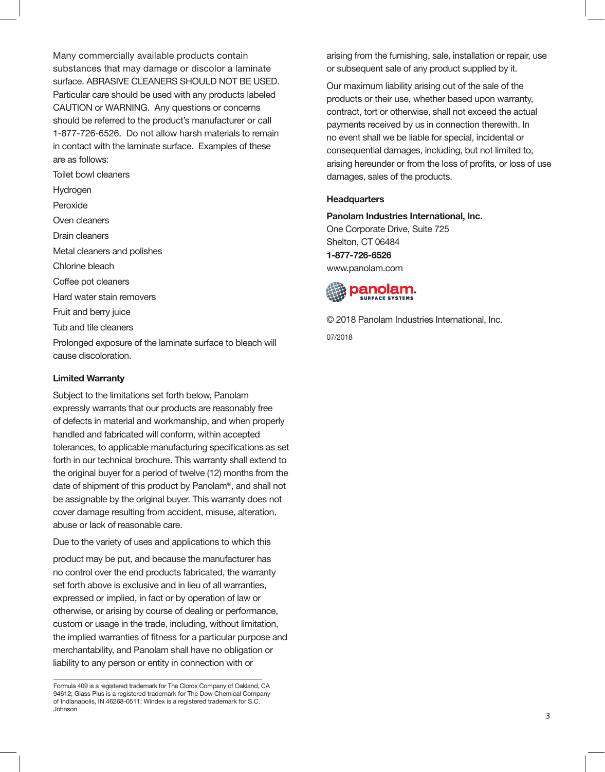Many commercially available products contain substances that may damage or discolor a laminate surface. ABRASIVE CLEANERS SHOULD NOT BE USED. Particular care should be used with any products labeled CAUTION or WARNING. Any questions or concerns should be referred to the product's manufacturer or call 1-877-726-6526. Do not allow harsh materials to remain in contact with the laminate surface. Examples of these are as follows:

Toilet bowl cleaners

Hydrogen

Peroxide

Oven cleaners

Drain cleaners

Metal cleaners and polishes

Chlorine bleach

Coffee pot cleaners

Hard water stain removers

Fruit and berry juice

Tub and tile cleaners

Prolonged exposure of the laminate surface to bleach will cause discoloration.

**Limited Warranty**

Subject to the limitations set forth below, Panolam expressly warrants that our products are reasonably free of defects in material and workmanship, and when properly handled and fabricated will conform, within accepted tolerances, to applicable manufacturing specifications as set forth in our technical brochure. This warranty shall extend to the original buyer for a period of twelve (12) months from the date of shipment of this product by Panolam®, and shall not be assignable by the original buyer. This warranty does not cover damage resulting from accident, misuse, alteration, abuse or lack of reasonable care.

Due to the variety of uses and applications to which this product may be put, and because the manufacturer has no control over the end products fabricated, the warranty set forth above is exclusive and in lieu of all warranties, expressed or implied, in fact or by operation of law or otherwise, or arising by course of dealing or performance, custom or usage in the trade, including, without limitation, the implied warranties of fitness for a particular purpose and merchantability, and Panolam shall have no obligation or liability to any person or entity in connection with or arising from the furnishing, sale, installation or repair, use or subsequent sale of any product supplied by it.

Our maximum liability arising out of the sale of the products or their use, whether based upon warranty, contract, tort or otherwise, shall not exceed the actual payments received by us in connection therewith. In no event shall we be liable for special, incidental or consequential damages, including, but not limited to, arising hereunder or from the loss of profits, or loss of use damages, sales of the products.

**Headquarters**

**Panolam Industries International, Inc.**
One Corporate Drive, Suite 725
Shelton, CT 06484
**1-877-726-6526**
www.panolam.com

panolam. SURFACE SYSTEMS

© 2018 Panolam Industries International, Inc.

07/2018

Formula 409 is a registered trademark for The Clorox Company of Oakland, CA 94612; Glass Plus is a registered trademark for The Dow Chemical Company of Indianapolis, IN 46268-0511; Windex is a registered trademark for S.C. Johnson